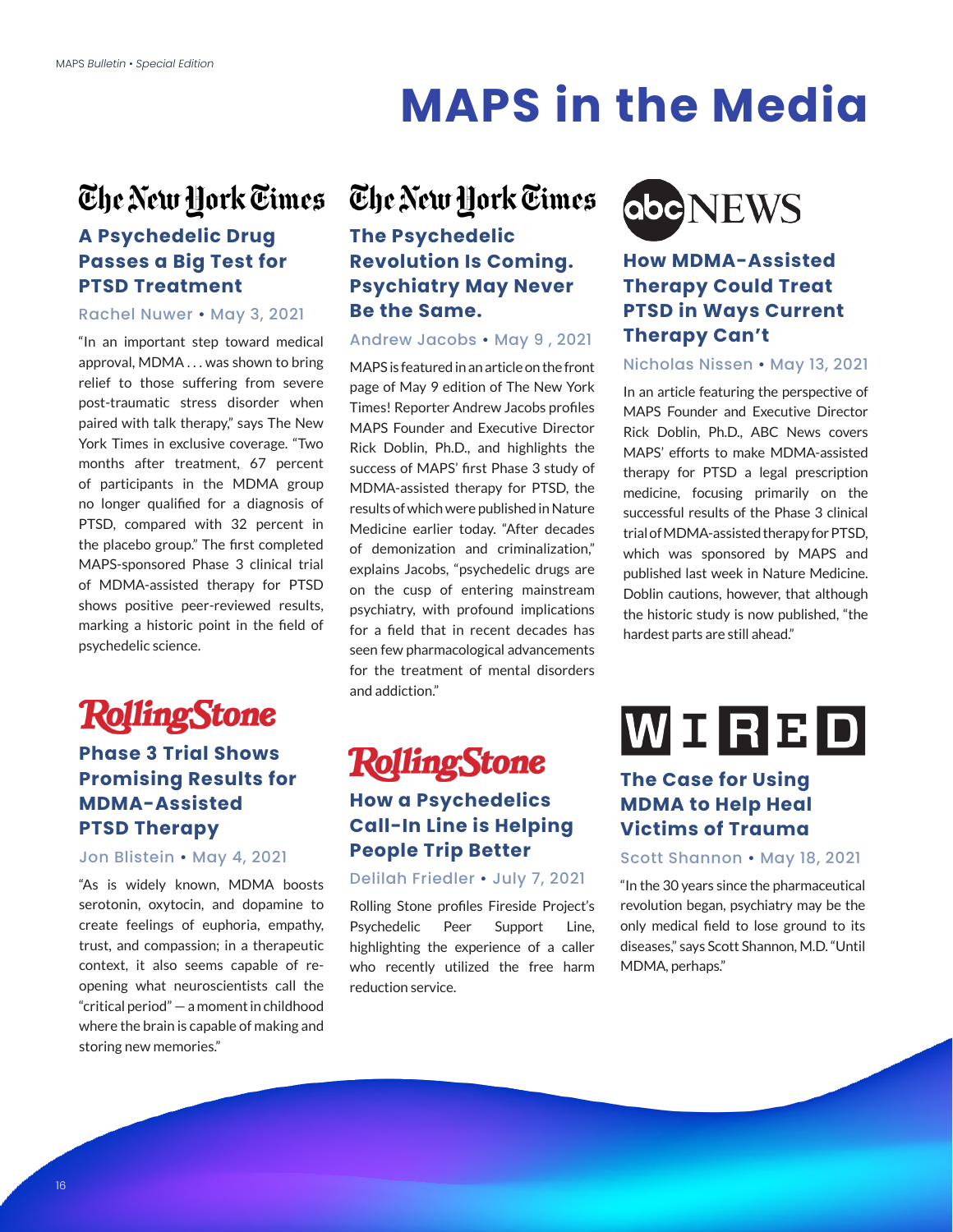# MAPS in the Media

## The New York Times

### A Psychedelic Drug Passes a Big Test for PTSD Treatment

Rachel Nuwer • May 3, 2021

"In an important step toward medical approval, MDMA . . . was shown to bring relief to those suffering from severe post-traumatic stress disorder when paired with talk therapy," says The New York Times in exclusive coverage. "Two months after treatment, 67 percent of participants in the MDMA group no longer qualified for a diagnosis of PTSD, compared with 32 percent in the placebo group." The first completed MAPS-sponsored Phase 3 clinical trial of MDMA-assisted therapy for PTSD shows positive peer-reviewed results, marking a historic point in the field of psychedelic science.

## Rolling Stone

### Phase 3 Trial Shows Promising Results for MDMA-Assisted PTSD Therapy

Jon Blistein • May 4, 2021

"As is widely known, MDMA boosts serotonin, oxytocin, and dopamine to create feelings of euphoria, empathy, trust, and compassion; in a therapeutic context, it also seems capable of re-opening what neuroscientists call the "critical period" — a moment in childhood where the brain is capable of making and storing new memories."

## The New York Times

### The Psychedelic Revolution Is Coming. Psychiatry May Never Be the Same.

Andrew Jacobs • May 9 , 2021

MAPS is featured in an article on the front page of May 9 edition of The New York Times! Reporter Andrew Jacobs profiles MAPS Founder and Executive Director Rick Doblin, Ph.D., and highlights the success of MAPS' first Phase 3 study of MDMA-assisted therapy for PTSD, the results of which were published in Nature Medicine earlier today. "After decades of demonization and criminalization," explains Jacobs, "psychedelic drugs are on the cusp of entering mainstream psychiatry, with profound implications for a field that in recent decades has seen few pharmacological advancements for the treatment of mental disorders and addiction."

## Rolling Stone

### How a Psychedelics Call-In Line is Helping People Trip Better

Delilah Friedler • July 7, 2021

Rolling Stone profiles Fireside Project's Psychedelic Peer Support Line, highlighting the experience of a caller who recently utilized the free harm reduction service.

## abc NEWS

### How MDMA-Assisted Therapy Could Treat PTSD in Ways Current Therapy Can't

Nicholas Nissen • May 13, 2021

In an article featuring the perspective of MAPS Founder and Executive Director Rick Doblin, Ph.D., ABC News covers MAPS' efforts to make MDMA-assisted therapy for PTSD a legal prescription medicine, focusing primarily on the successful results of the Phase 3 clinical trial of MDMA-assisted therapy for PTSD, which was sponsored by MAPS and published last week in Nature Medicine. Doblin cautions, however, that although the historic study is now published, "the hardest parts are still ahead."

## WIRED

### The Case for Using MDMA to Help Heal Victims of Trauma

Scott Shannon • May 18, 2021

"In the 30 years since the pharmaceutical revolution began, psychiatry may be the only medical field to lose ground to its diseases," says Scott Shannon, M.D. "Until MDMA, perhaps."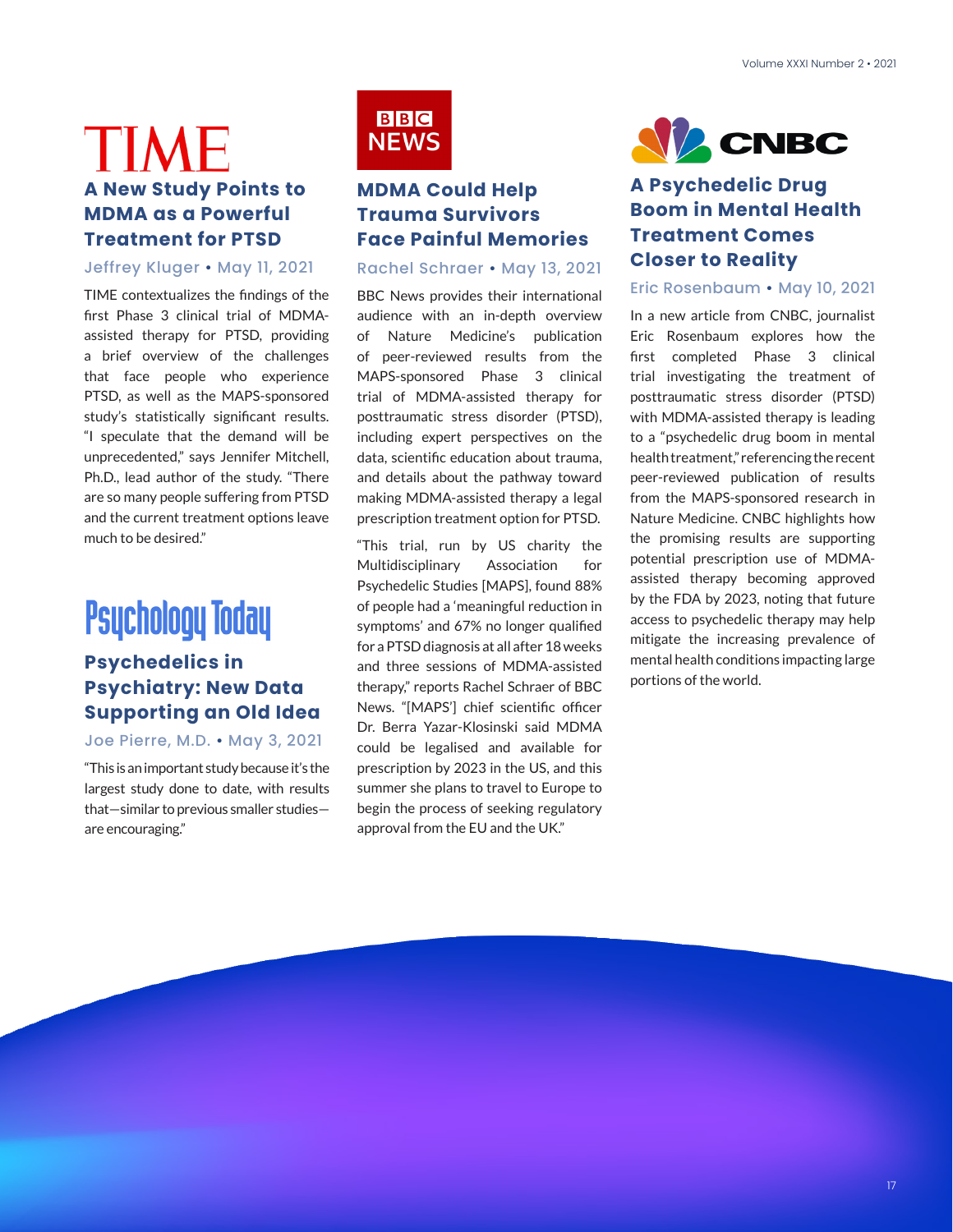## TIME

### A New Study Points to MDMA as a Powerful Treatment for PTSD

Jeffrey Kluger • May 11, 2021

TIME contextualizes the findings of the first Phase 3 clinical trial of MDMA-assisted therapy for PTSD, providing a brief overview of the challenges that face people who experience PTSD, as well as the MAPS-sponsored study's statistically significant results. "I speculate that the demand will be unprecedented," says Jennifer Mitchell, Ph.D., lead author of the study. "There are so many people suffering from PTSD and the current treatment options leave much to be desired."

## Psychology Today

### Psychedelics in Psychiatry: New Data Supporting an Old Idea

Joe Pierre, M.D. • May 3, 2021

"This is an important study because it's the largest study done to date, with results that—similar to previous smaller studies—are encouraging."

## BBC NEWS

### MDMA Could Help Trauma Survivors Face Painful Memories

Rachel Schraer • May 13, 2021

BBC News provides their international audience with an in-depth overview of Nature Medicine's publication of peer-reviewed results from the MAPS-sponsored Phase 3 clinical trial of MDMA-assisted therapy for posttraumatic stress disorder (PTSD), including expert perspectives on the data, scientific education about trauma, and details about the pathway toward making MDMA-assisted therapy a legal prescription treatment option for PTSD.

"This trial, run by US charity the Multidisciplinary Association for Psychedelic Studies [MAPS], found 88% of people had a 'meaningful reduction in symptoms' and 67% no longer qualified for a PTSD diagnosis at all after 18 weeks and three sessions of MDMA-assisted therapy," reports Rachel Schraer of BBC News. "[MAPS'] chief scientific officer Dr. Berra Yazar-Klosinski said MDMA could be legalised and available for prescription by 2023 in the US, and this summer she plans to travel to Europe to begin the process of seeking regulatory approval from the EU and the UK."

## CNBC

### A Psychedelic Drug Boom in Mental Health Treatment Comes Closer to Reality

Eric Rosenbaum • May 10, 2021

In a new article from CNBC, journalist Eric Rosenbaum explores how the first completed Phase 3 clinical trial investigating the treatment of posttraumatic stress disorder (PTSD) with MDMA-assisted therapy is leading to a "psychedelic drug boom in mental health treatment," referencing the recent peer-reviewed publication of results from the MAPS-sponsored research in Nature Medicine. CNBC highlights how the promising results are supporting potential prescription use of MDMA-assisted therapy becoming approved by the FDA by 2023, noting that future access to psychedelic therapy may help mitigate the increasing prevalence of mental health conditions impacting large portions of the world.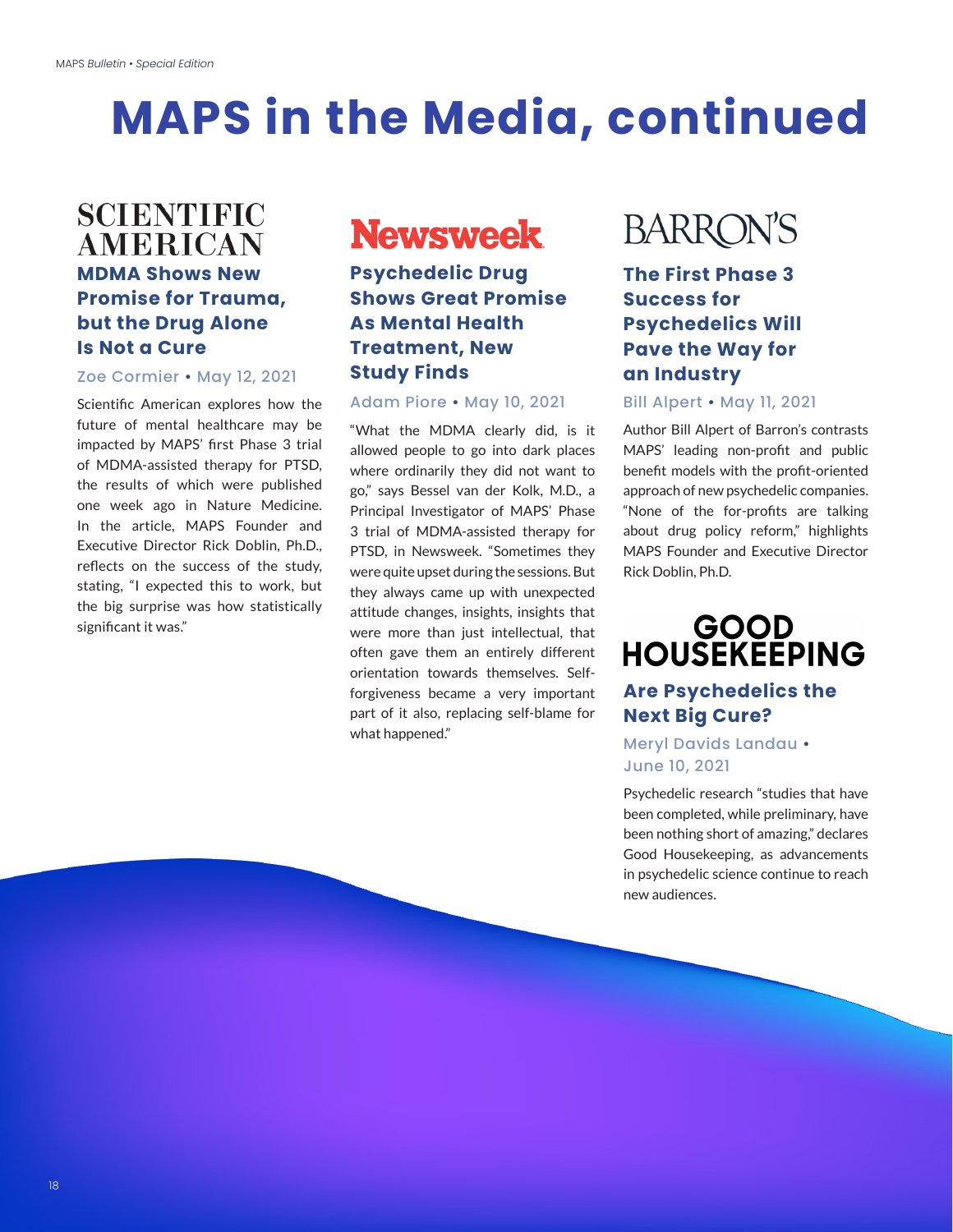# MAPS in the Media, continued

## SCIENTIFIC AMERICAN

### MDMA Shows New Promise for Trauma, but the Drug Alone Is Not a Cure

Zoe Cormier • May 12, 2021

Scientific American explores how the future of mental healthcare may be impacted by MAPS' first Phase 3 trial of MDMA-assisted therapy for PTSD, the results of which were published one week ago in Nature Medicine. In the article, MAPS Founder and Executive Director Rick Doblin, Ph.D., reflects on the success of the study, stating, "I expected this to work, but the big surprise was how statistically significant it was."

## Newsweek

### Psychedelic Drug Shows Great Promise As Mental Health Treatment, New Study Finds

Adam Piore • May 10, 2021

"What the MDMA clearly did, is it allowed people to go into dark places where ordinarily they did not want to go," says Bessel van der Kolk, M.D., a Principal Investigator of MAPS' Phase 3 trial of MDMA-assisted therapy for PTSD, in Newsweek. "Sometimes they were quite upset during the sessions. But they always came up with unexpected attitude changes, insights, insights that were more than just intellectual, that often gave them an entirely different orientation towards themselves. Self-forgiveness became a very important part of it also, replacing self-blame for what happened."

## BARRON'S

### The First Phase 3 Success for Psychedelics Will Pave the Way for an Industry

Bill Alpert • May 11, 2021

Author Bill Alpert of Barron's contrasts MAPS' leading non-profit and public benefit models with the profit-oriented approach of new psychedelic companies. "None of the for-profits are talking about drug policy reform," highlights MAPS Founder and Executive Director Rick Doblin, Ph.D.

## GOOD HOUSEKEEPING

### Are Psychedelics the Next Big Cure?

Meryl Davids Landau • June 10, 2021

Psychedelic research "studies that have been completed, while preliminary, have been nothing short of amazing," declares Good Housekeeping, as advancements in psychedelic science continue to reach new audiences.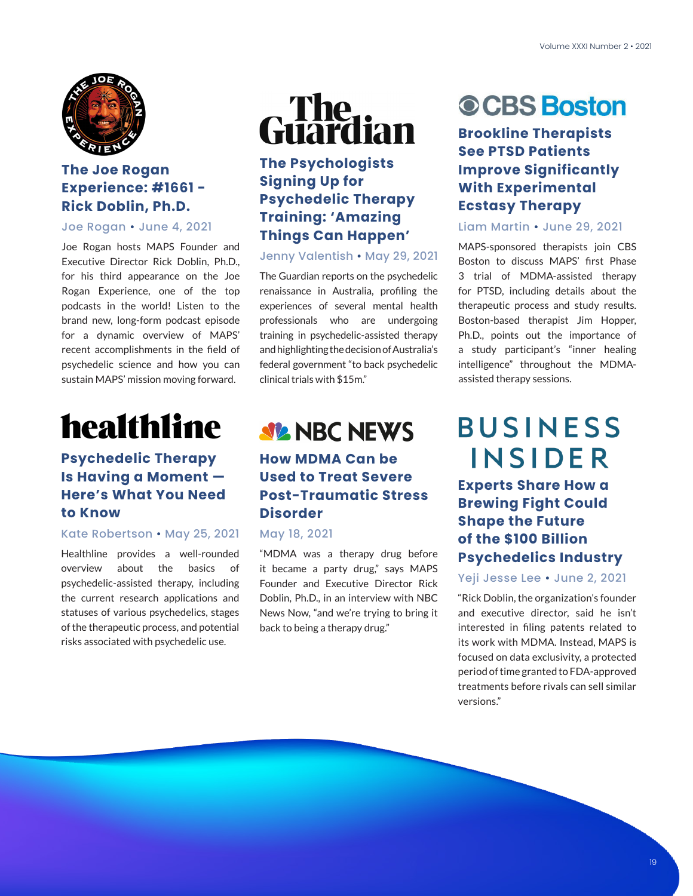**The Joe Rogan Experience**

### The Joe Rogan Experience: #1661 - Rick Doblin, Ph.D.

Joe Rogan • June 4, 2021

Joe Rogan hosts MAPS Founder and Executive Director Rick Doblin, Ph.D., for his third appearance on the Joe Rogan Experience, one of the top podcasts in the world! Listen to the brand new, long-form podcast episode for a dynamic overview of MAPS' recent accomplishments in the field of psychedelic science and how you can sustain MAPS' mission moving forward.

**The Guardian**

### The Psychologists Signing Up for Psychedelic Therapy Training: 'Amazing Things Can Happen'

Jenny Valentish • May 29, 2021

The Guardian reports on the psychedelic renaissance in Australia, profiling the experiences of several mental health professionals who are undergoing training in psychedelic-assisted therapy and highlighting the decision of Australia's federal government "to back psychedelic clinical trials with $15m."

**CBS Boston**

### Brookline Therapists See PTSD Patients Improve Significantly With Experimental Ecstasy Therapy

Liam Martin • June 29, 2021

MAPS-sponsored therapists join CBS Boston to discuss MAPS' first Phase 3 trial of MDMA-assisted therapy for PTSD, including details about the therapeutic process and study results. Boston-based therapist Jim Hopper, Ph.D., points out the importance of a study participant's "inner healing intelligence" throughout the MDMA-assisted therapy sessions.

**healthline**

### Psychedelic Therapy Is Having a Moment — Here's What You Need to Know

Kate Robertson • May 25, 2021

Healthline provides a well-rounded overview about the basics of psychedelic-assisted therapy, including the current research applications and statuses of various psychedelics, stages of the therapeutic process, and potential risks associated with psychedelic use.

**NBC NEWS**

### How MDMA Can be Used to Treat Severe Post-Traumatic Stress Disorder

May 18, 2021

"MDMA was a therapy drug before it became a party drug," says MAPS Founder and Executive Director Rick Doblin, Ph.D., in an interview with NBC News Now, "and we're trying to bring it back to being a therapy drug."

**BUSINESS INSIDER**

### Experts Share How a Brewing Fight Could Shape the Future of the $100 Billion Psychedelics Industry

Yeji Jesse Lee • June 2, 2021

"Rick Doblin, the organization's founder and executive director, said he isn't interested in filing patents related to its work with MDMA. Instead, MAPS is focused on data exclusivity, a protected period of time granted to FDA-approved treatments before rivals can sell similar versions."